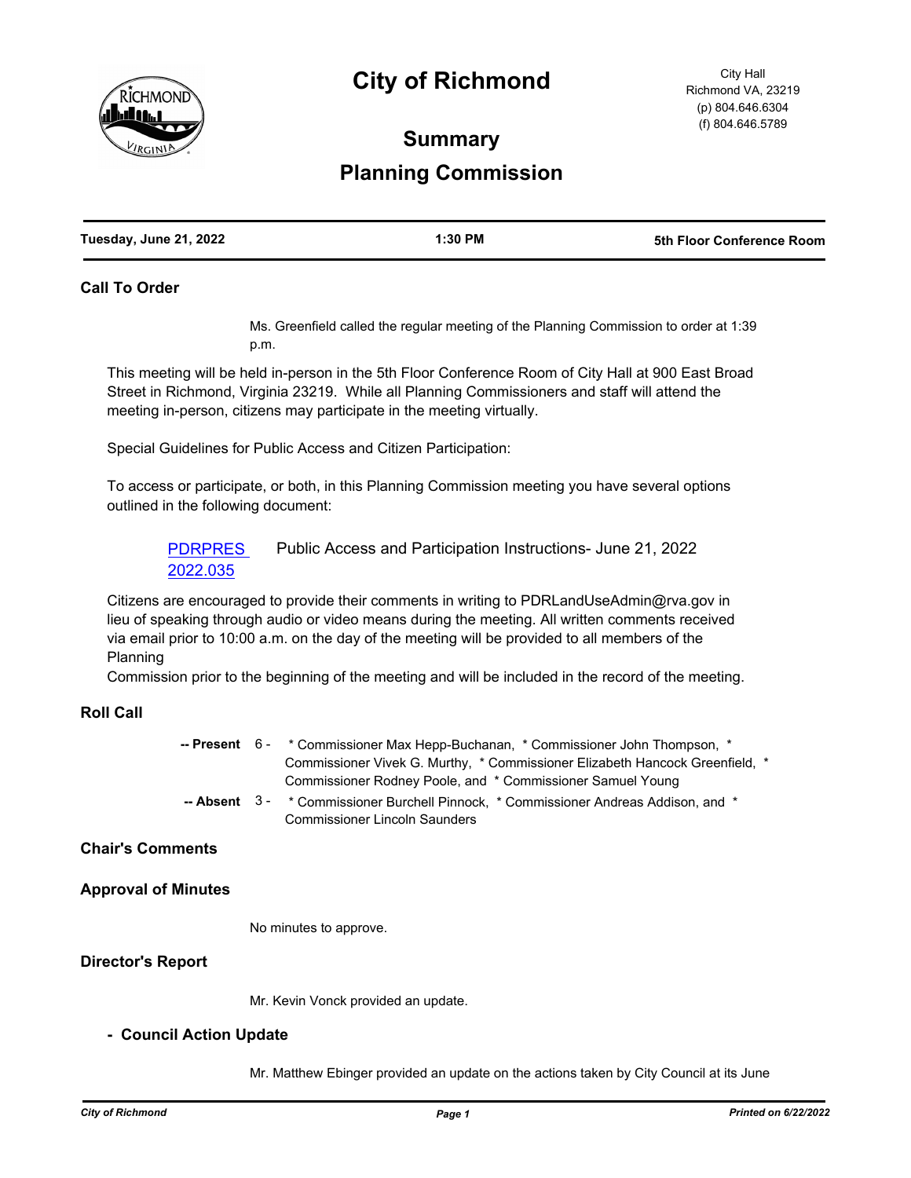# City of Richmond

City Hall
Richmond VA, 23219
(p) 804.646.6304
(f) 804.646.5789

## Summary

## Planning Commission

| Tuesday, June 21, 2022 | 1:30 PM | 5th Floor Conference Room |
|---|---|---|

### Call To Order

Ms. Greenfield called the regular meeting of the Planning Commission to order at 1:39 p.m.

This meeting will be held in-person in the 5th Floor Conference Room of City Hall at 900 East Broad Street in Richmond, Virginia 23219. While all Planning Commissioners and staff will attend the meeting in-person, citizens may participate in the meeting virtually.

Special Guidelines for Public Access and Citizen Participation:

To access or participate, or both, in this Planning Commission meeting you have several options outlined in the following document:

PDRPRES 2022.035 Public Access and Participation Instructions- June 21, 2022

Citizens are encouraged to provide their comments in writing to PDRLandUseAdmin@rva.gov in lieu of speaking through audio or video means during the meeting. All written comments received via email prior to 10:00 a.m. on the day of the meeting will be provided to all members of the Planning
Commission prior to the beginning of the meeting and will be included in the record of the meeting.

### Roll Call

**-- Present** 6 - * Commissioner Max Hepp-Buchanan, * Commissioner John Thompson, * Commissioner Vivek G. Murthy, * Commissioner Elizabeth Hancock Greenfield, * Commissioner Rodney Poole, and * Commissioner Samuel Young

**-- Absent** 3 - * Commissioner Burchell Pinnock, * Commissioner Andreas Addison, and * Commissioner Lincoln Saunders

### Chair's Comments

### Approval of Minutes

No minutes to approve.

### Director's Report

Mr. Kevin Vonck provided an update.

#### - Council Action Update

Mr. Matthew Ebinger provided an update on the actions taken by City Council at its June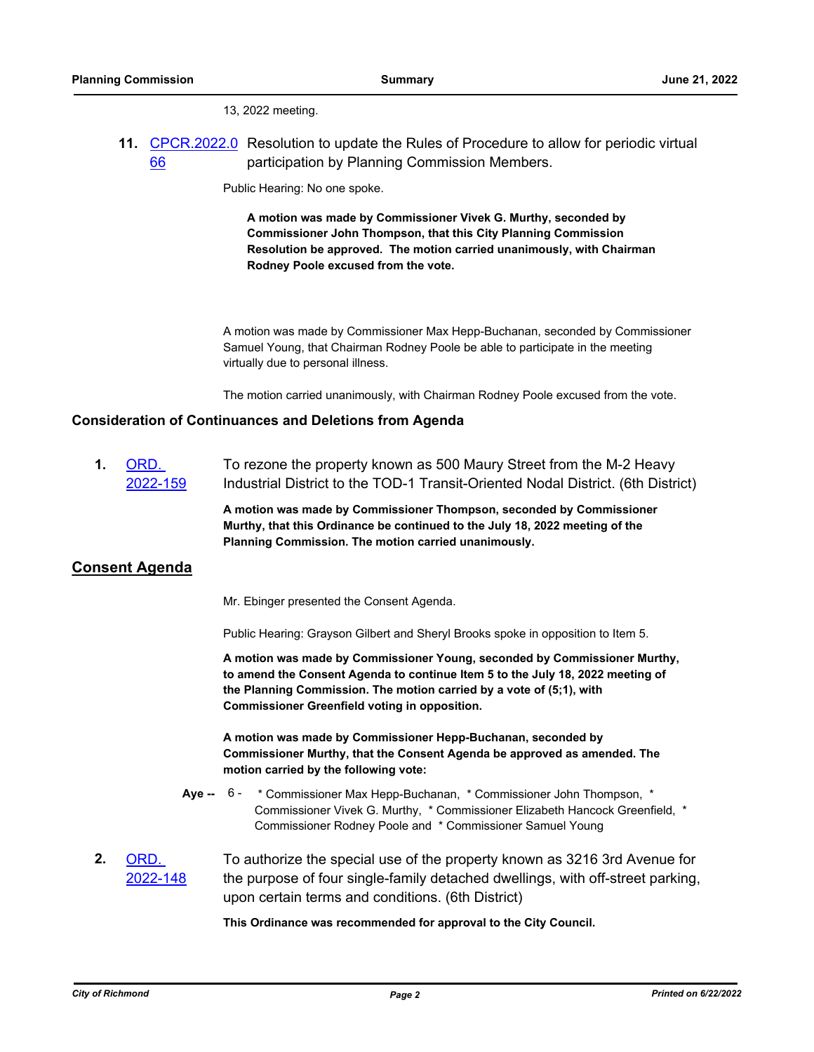13, 2022 meeting.

**11.** CPCR.2022.066 Resolution to update the Rules of Procedure to allow for periodic virtual participation by Planning Commission Members.

Public Hearing: No one spoke.

**A motion was made by Commissioner Vivek G. Murthy, seconded by Commissioner John Thompson, that this City Planning Commission Resolution be approved. The motion carried unanimously, with Chairman Rodney Poole excused from the vote.**

A motion was made by Commissioner Max Hepp-Buchanan, seconded by Commissioner Samuel Young, that Chairman Rodney Poole be able to participate in the meeting virtually due to personal illness.

The motion carried unanimously, with Chairman Rodney Poole excused from the vote.

### Consideration of Continuances and Deletions from Agenda

**1.** ORD. 2022-159 To rezone the property known as 500 Maury Street from the M-2 Heavy Industrial District to the TOD-1 Transit-Oriented Nodal District. (6th District)

**A motion was made by Commissioner Thompson, seconded by Commissioner Murthy, that this Ordinance be continued to the July 18, 2022 meeting of the Planning Commission. The motion carried unanimously.**

## Consent Agenda

Mr. Ebinger presented the Consent Agenda.

Public Hearing: Grayson Gilbert and Sheryl Brooks spoke in opposition to Item 5.

**A motion was made by Commissioner Young, seconded by Commissioner Murthy, to amend the Consent Agenda to continue Item 5 to the July 18, 2022 meeting of the Planning Commission. The motion carried by a vote of (5;1), with Commissioner Greenfield voting in opposition.**

**A motion was made by Commissioner Hepp-Buchanan, seconded by Commissioner Murthy, that the Consent Agenda be approved as amended. The motion carried by the following vote:**

**Aye --** 6 - * Commissioner Max Hepp-Buchanan, * Commissioner John Thompson, * Commissioner Vivek G. Murthy, * Commissioner Elizabeth Hancock Greenfield, * Commissioner Rodney Poole and * Commissioner Samuel Young

**2.** ORD. 2022-148 To authorize the special use of the property known as 3216 3rd Avenue for the purpose of four single-family detached dwellings, with off-street parking, upon certain terms and conditions. (6th District)

**This Ordinance was recommended for approval to the City Council.**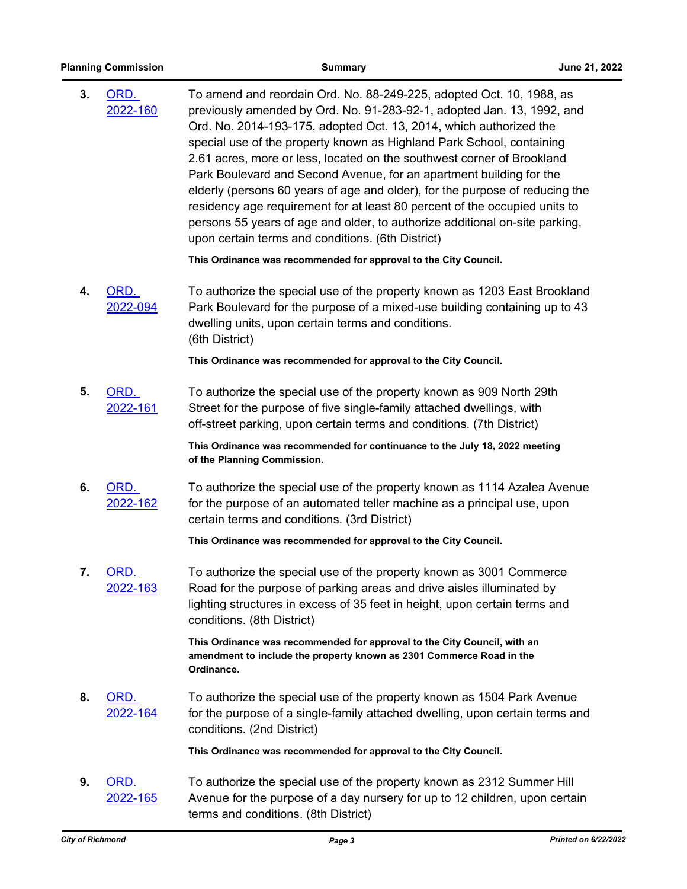**3.** ORD. 2022-160

To amend and reordain Ord. No. 88-249-225, adopted Oct. 10, 1988, as previously amended by Ord. No. 91-283-92-1, adopted Jan. 13, 1992, and Ord. No. 2014-193-175, adopted Oct. 13, 2014, which authorized the special use of the property known as Highland Park School, containing 2.61 acres, more or less, located on the southwest corner of Brookland Park Boulevard and Second Avenue, for an apartment building for the elderly (persons 60 years of age and older), for the purpose of reducing the residency age requirement for at least 80 percent of the occupied units to persons 55 years of age and older, to authorize additional on-site parking, upon certain terms and conditions. (6th District)

**This Ordinance was recommended for approval to the City Council.**

**4.** ORD. 2022-094

To authorize the special use of the property known as 1203 East Brookland Park Boulevard for the purpose of a mixed-use building containing up to 43 dwelling units, upon certain terms and conditions.
(6th District)

**This Ordinance was recommended for approval to the City Council.**

**5.** ORD. 2022-161

To authorize the special use of the property known as 909 North 29th Street for the purpose of five single-family attached dwellings, with off-street parking, upon certain terms and conditions. (7th District)

**This Ordinance was recommended for continuance to the July 18, 2022 meeting of the Planning Commission.**

**6.** ORD. 2022-162

To authorize the special use of the property known as 1114 Azalea Avenue for the purpose of an automated teller machine as a principal use, upon certain terms and conditions. (3rd District)

**This Ordinance was recommended for approval to the City Council.**

**7.** ORD. 2022-163

To authorize the special use of the property known as 3001 Commerce Road for the purpose of parking areas and drive aisles illuminated by lighting structures in excess of 35 feet in height, upon certain terms and conditions. (8th District)

**This Ordinance was recommended for approval to the City Council, with an amendment to include the property known as 2301 Commerce Road in the Ordinance.**

**8.** ORD. 2022-164

To authorize the special use of the property known as 1504 Park Avenue for the purpose of a single-family attached dwelling, upon certain terms and conditions. (2nd District)

**This Ordinance was recommended for approval to the City Council.**

**9.** ORD. 2022-165

To authorize the special use of the property known as 2312 Summer Hill Avenue for the purpose of a day nursery for up to 12 children, upon certain terms and conditions. (8th District)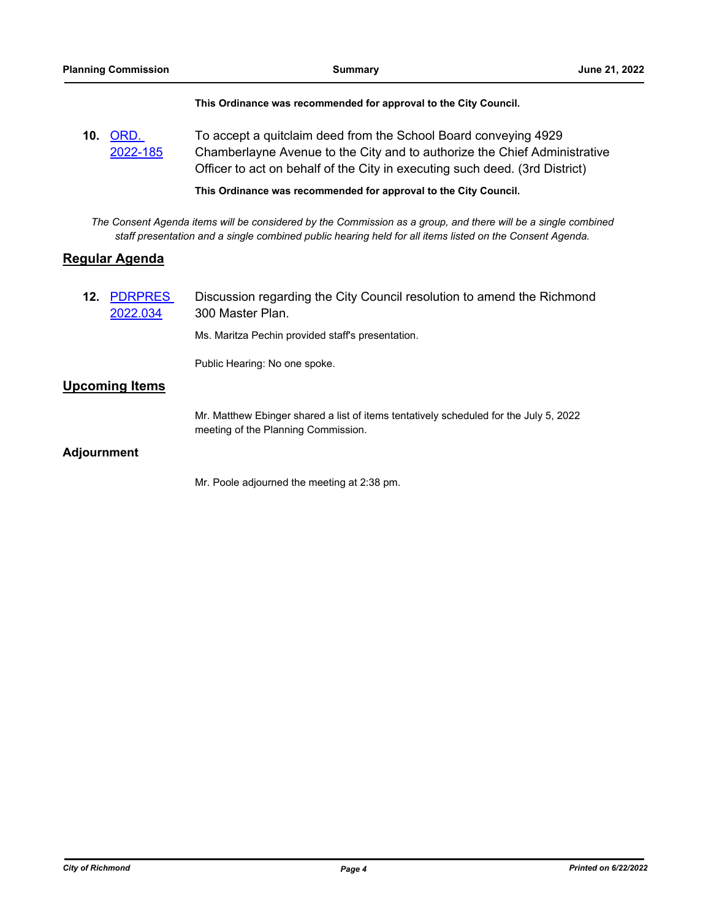**This Ordinance was recommended for approval to the City Council.**

**10.** [ORD. 2022-185] To accept a quitclaim deed from the School Board conveying 4929 Chamberlayne Avenue to the City and to authorize the Chief Administrative Officer to act on behalf of the City in executing such deed. (3rd District)

**This Ordinance was recommended for approval to the City Council.**

*The Consent Agenda items will be considered by the Commission as a group, and there will be a single combined staff presentation and a single combined public hearing held for all items listed on the Consent Agenda.*

## Regular Agenda

**12.** [PDRPRES 2022.034] Discussion regarding the City Council resolution to amend the Richmond 300 Master Plan.

Ms. Maritza Pechin provided staff's presentation.

Public Hearing: No one spoke.

## Upcoming Items

Mr. Matthew Ebinger shared a list of items tentatively scheduled for the July 5, 2022 meeting of the Planning Commission.

## Adjournment

Mr. Poole adjourned the meeting at 2:38 pm.